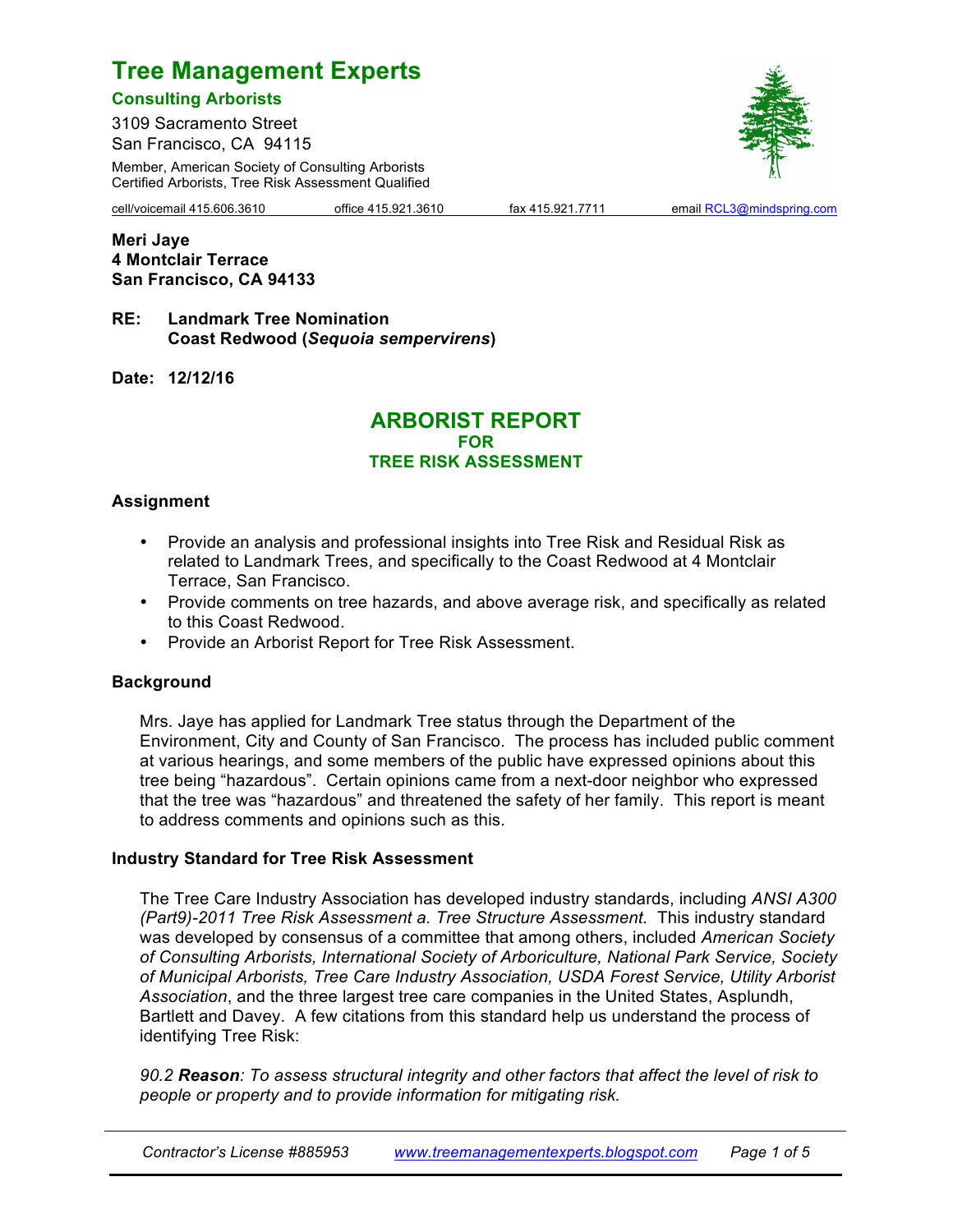# Tree Management Experts

**Consulting Arborists**

3109 Sacramento Street
San Francisco, CA 94115

Member, American Society of Consulting Arborists
Certified Arborists, Tree Risk Assessment Qualified

cell/voicemail 415.606.3610 office 415.921.3610 fax 415.921.7711 email RCL3@mindspring.com

**Meri Jaye**
**4 Montclair Terrace**
**San Francisco, CA 94133**

**RE: Landmark Tree Nomination**
**Coast Redwood (*Sequoia sempervirens*)**

**Date: 12/12/16**

## ARBORIST REPORT
### FOR
### TREE RISK ASSESSMENT

**Assignment**

- Provide an analysis and professional insights into Tree Risk and Residual Risk as related to Landmark Trees, and specifically to the Coast Redwood at 4 Montclair Terrace, San Francisco.
- Provide comments on tree hazards, and above average risk, and specifically as related to this Coast Redwood.
- Provide an Arborist Report for Tree Risk Assessment.

**Background**

Mrs. Jaye has applied for Landmark Tree status through the Department of the Environment, City and County of San Francisco. The process has included public comment at various hearings, and some members of the public have expressed opinions about this tree being "hazardous". Certain opinions came from a next-door neighbor who expressed that the tree was "hazardous" and threatened the safety of her family. This report is meant to address comments and opinions such as this.

**Industry Standard for Tree Risk Assessment**

The Tree Care Industry Association has developed industry standards, including *ANSI A300 (Part9)-2011 Tree Risk Assessment a. Tree Structure Assessment.* This industry standard was developed by consensus of a committee that among others, included *American Society of Consulting Arborists, International Society of Arboriculture, National Park Service, Society of Municipal Arborists, Tree Care Industry Association, USDA Forest Service, Utility Arborist Association*, and the three largest tree care companies in the United States, Asplundh, Bartlett and Davey. A few citations from this standard help us understand the process of identifying Tree Risk:

*90.2 **Reason**: To assess structural integrity and other factors that affect the level of risk to people or property and to provide information for mitigating risk.*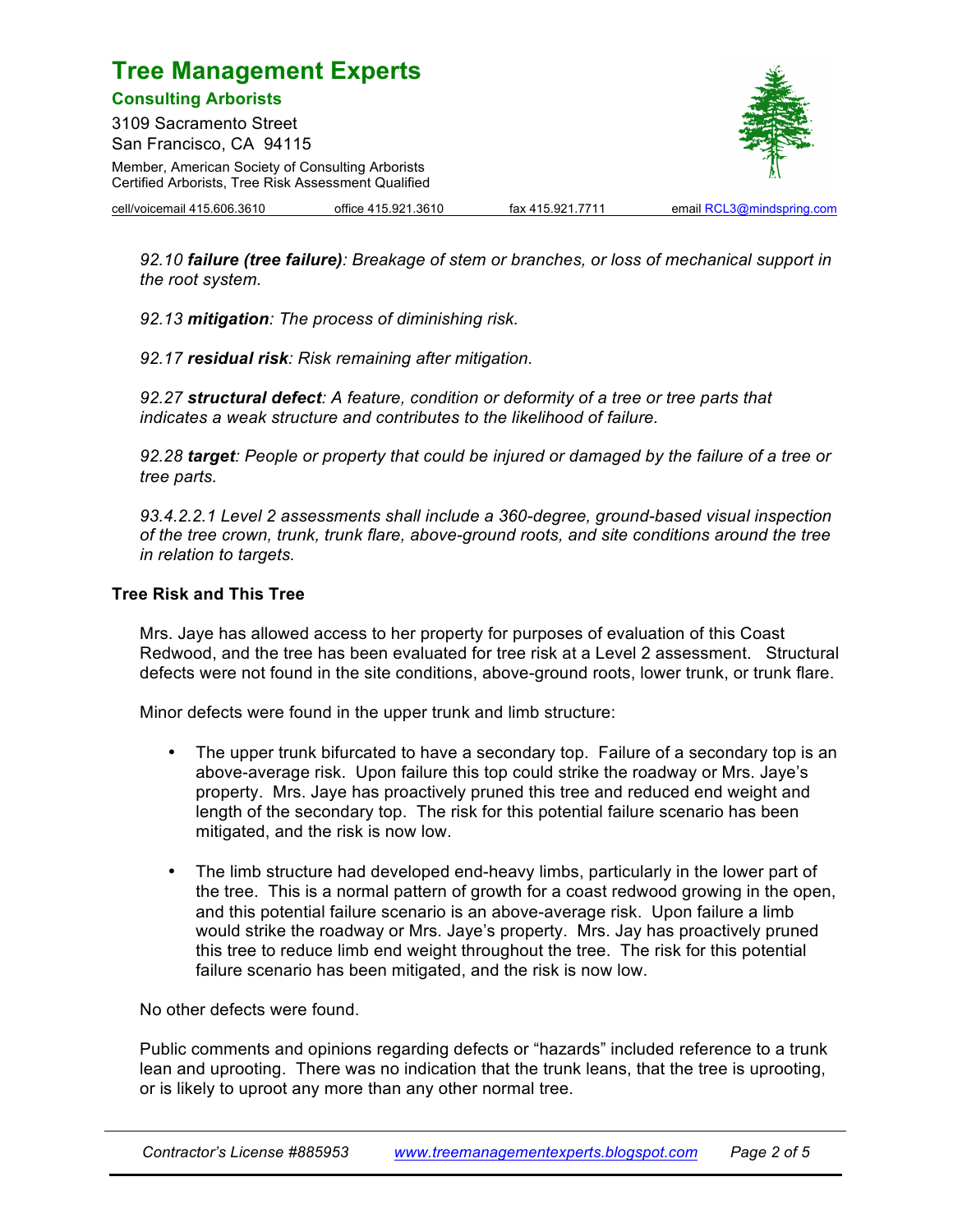*92.10 **failure (tree failure)**: Breakage of stem or branches, or loss of mechanical support in the root system.*

*92.13 **mitigation**: The process of diminishing risk.*

*92.17 **residual risk**: Risk remaining after mitigation.*

*92.27 **structural defect**: A feature, condition or deformity of a tree or tree parts that indicates a weak structure and contributes to the likelihood of failure.*

*92.28 **target**: People or property that could be injured or damaged by the failure of a tree or tree parts.*

*93.4.2.2.1 Level 2 assessments shall include a 360-degree, ground-based visual inspection of the tree crown, trunk, trunk flare, above-ground roots, and site conditions around the tree in relation to targets.*

**Tree Risk and This Tree**

Mrs. Jaye has allowed access to her property for purposes of evaluation of this Coast Redwood, and the tree has been evaluated for tree risk at a Level 2 assessment. Structural defects were not found in the site conditions, above-ground roots, lower trunk, or trunk flare.

Minor defects were found in the upper trunk and limb structure:

- The upper trunk bifurcated to have a secondary top. Failure of a secondary top is an above-average risk. Upon failure this top could strike the roadway or Mrs. Jaye's property. Mrs. Jaye has proactively pruned this tree and reduced end weight and length of the secondary top. The risk for this potential failure scenario has been mitigated, and the risk is now low.
- The limb structure had developed end-heavy limbs, particularly in the lower part of the tree. This is a normal pattern of growth for a coast redwood growing in the open, and this potential failure scenario is an above-average risk. Upon failure a limb would strike the roadway or Mrs. Jaye's property. Mrs. Jay has proactively pruned this tree to reduce limb end weight throughout the tree. The risk for this potential failure scenario has been mitigated, and the risk is now low.

No other defects were found.

Public comments and opinions regarding defects or "hazards" included reference to a trunk lean and uprooting. There was no indication that the trunk leans, that the tree is uprooting, or is likely to uproot any more than any other normal tree.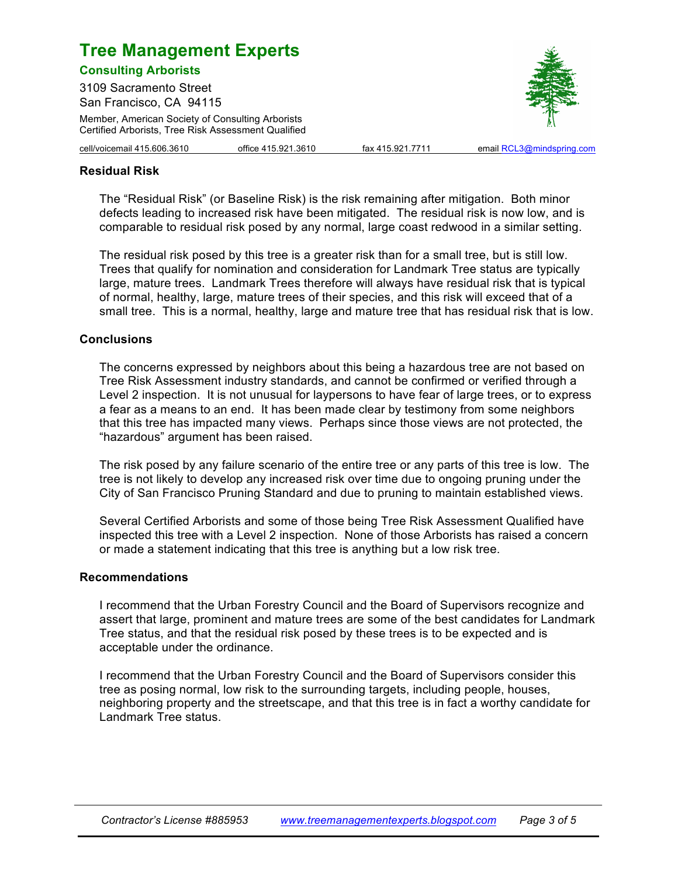## Residual Risk

The "Residual Risk" (or Baseline Risk) is the risk remaining after mitigation. Both minor defects leading to increased risk have been mitigated. The residual risk is now low, and is comparable to residual risk posed by any normal, large coast redwood in a similar setting.

The residual risk posed by this tree is a greater risk than for a small tree, but is still low. Trees that qualify for nomination and consideration for Landmark Tree status are typically large, mature trees. Landmark Trees therefore will always have residual risk that is typical of normal, healthy, large, mature trees of their species, and this risk will exceed that of a small tree. This is a normal, healthy, large and mature tree that has residual risk that is low.

## Conclusions

The concerns expressed by neighbors about this being a hazardous tree are not based on Tree Risk Assessment industry standards, and cannot be confirmed or verified through a Level 2 inspection. It is not unusual for laypersons to have fear of large trees, or to express a fear as a means to an end. It has been made clear by testimony from some neighbors that this tree has impacted many views. Perhaps since those views are not protected, the "hazardous" argument has been raised.

The risk posed by any failure scenario of the entire tree or any parts of this tree is low. The tree is not likely to develop any increased risk over time due to ongoing pruning under the City of San Francisco Pruning Standard and due to pruning to maintain established views.

Several Certified Arborists and some of those being Tree Risk Assessment Qualified have inspected this tree with a Level 2 inspection. None of those Arborists has raised a concern or made a statement indicating that this tree is anything but a low risk tree.

## Recommendations

I recommend that the Urban Forestry Council and the Board of Supervisors recognize and assert that large, prominent and mature trees are some of the best candidates for Landmark Tree status, and that the residual risk posed by these trees is to be expected and is acceptable under the ordinance.

I recommend that the Urban Forestry Council and the Board of Supervisors consider this tree as posing normal, low risk to the surrounding targets, including people, houses, neighboring property and the streetscape, and that this tree is in fact a worthy candidate for Landmark Tree status.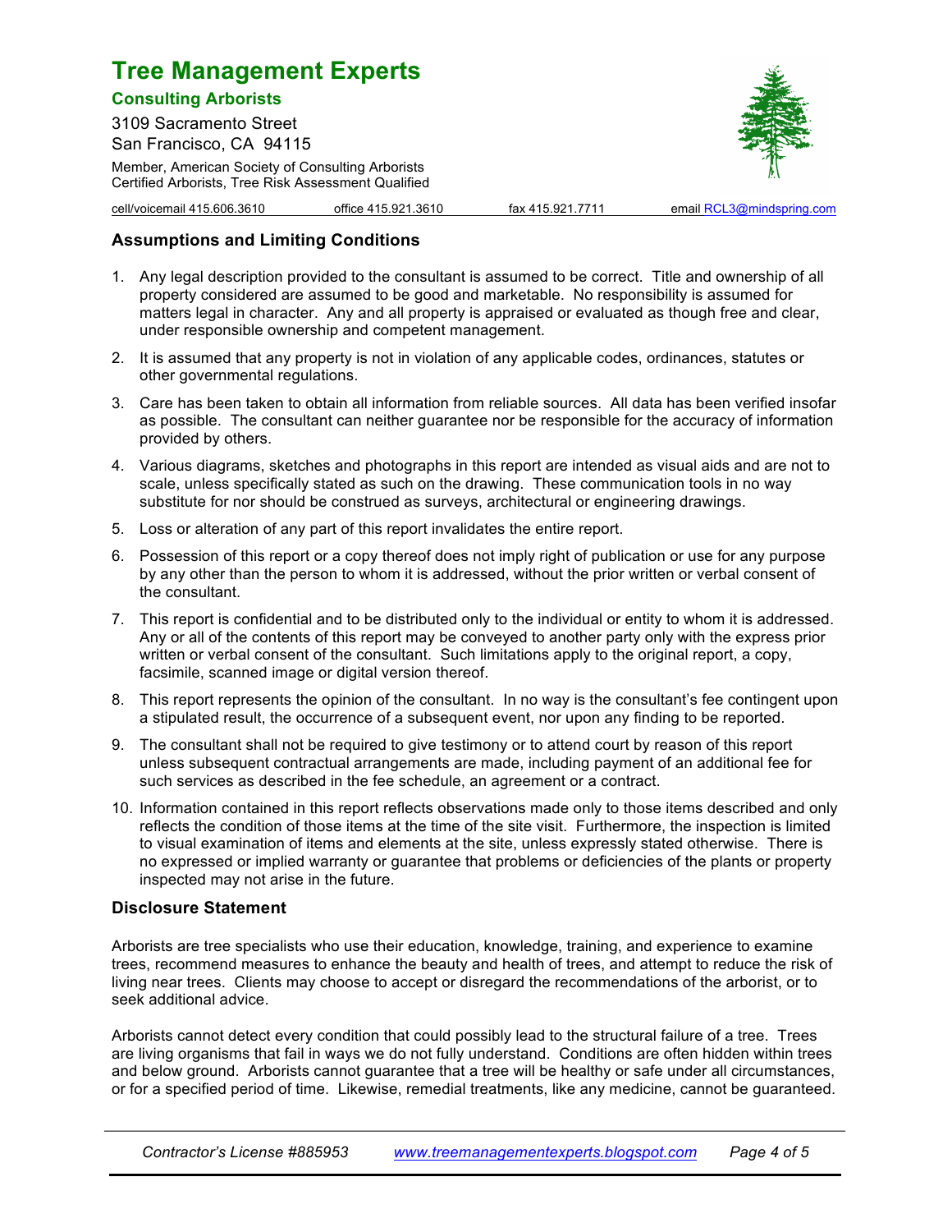# Tree Management Experts

### Consulting Arborists

3109 Sacramento Street
San Francisco, CA 94115

Member, American Society of Consulting Arborists
Certified Arborists, Tree Risk Assessment Qualified

cell/voicemail 415.606.3610 office 415.921.3610 fax 415.921.7711 email RCL3@mindspring.com

## Assumptions and Limiting Conditions

1. Any legal description provided to the consultant is assumed to be correct. Title and ownership of all property considered are assumed to be good and marketable. No responsibility is assumed for matters legal in character. Any and all property is appraised or evaluated as though free and clear, under responsible ownership and competent management.
2. It is assumed that any property is not in violation of any applicable codes, ordinances, statutes or other governmental regulations.
3. Care has been taken to obtain all information from reliable sources. All data has been verified insofar as possible. The consultant can neither guarantee nor be responsible for the accuracy of information provided by others.
4. Various diagrams, sketches and photographs in this report are intended as visual aids and are not to scale, unless specifically stated as such on the drawing. These communication tools in no way substitute for nor should be construed as surveys, architectural or engineering drawings.
5. Loss or alteration of any part of this report invalidates the entire report.
6. Possession of this report or a copy thereof does not imply right of publication or use for any purpose by any other than the person to whom it is addressed, without the prior written or verbal consent of the consultant.
7. This report is confidential and to be distributed only to the individual or entity to whom it is addressed. Any or all of the contents of this report may be conveyed to another party only with the express prior written or verbal consent of the consultant. Such limitations apply to the original report, a copy, facsimile, scanned image or digital version thereof.
8. This report represents the opinion of the consultant. In no way is the consultant's fee contingent upon a stipulated result, the occurrence of a subsequent event, nor upon any finding to be reported.
9. The consultant shall not be required to give testimony or to attend court by reason of this report unless subsequent contractual arrangements are made, including payment of an additional fee for such services as described in the fee schedule, an agreement or a contract.
10. Information contained in this report reflects observations made only to those items described and only reflects the condition of those items at the time of the site visit. Furthermore, the inspection is limited to visual examination of items and elements at the site, unless expressly stated otherwise. There is no expressed or implied warranty or guarantee that problems or deficiencies of the plants or property inspected may not arise in the future.

## Disclosure Statement

Arborists are tree specialists who use their education, knowledge, training, and experience to examine trees, recommend measures to enhance the beauty and health of trees, and attempt to reduce the risk of living near trees. Clients may choose to accept or disregard the recommendations of the arborist, or to seek additional advice.

Arborists cannot detect every condition that could possibly lead to the structural failure of a tree. Trees are living organisms that fail in ways we do not fully understand. Conditions are often hidden within trees and below ground. Arborists cannot guarantee that a tree will be healthy or safe under all circumstances, or for a specified period of time. Likewise, remedial treatments, like any medicine, cannot be guaranteed.

*Contractor's License #885953* *www.treemanagementexperts.blogspot.com*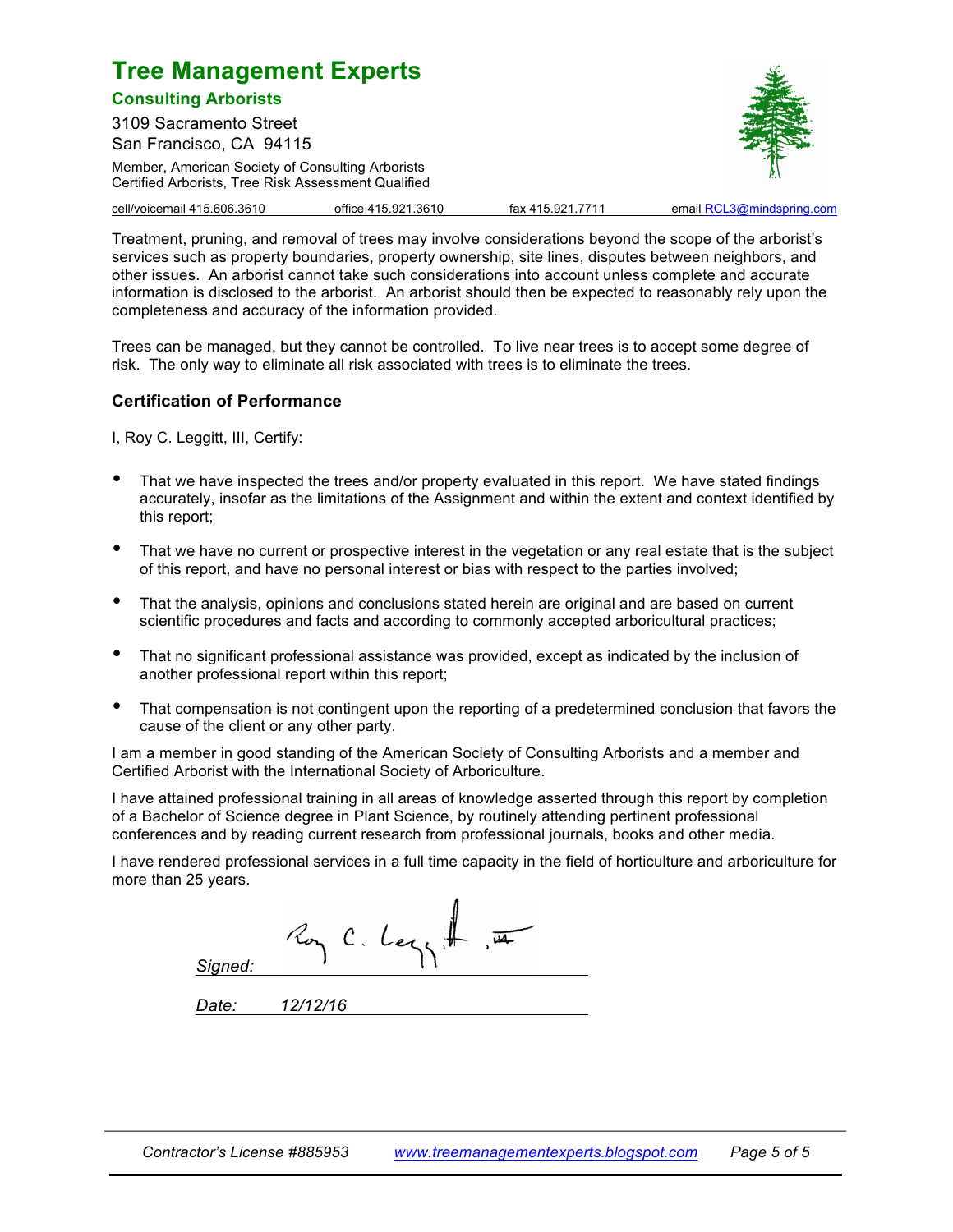# Tree Management Experts

## Consulting Arborists

3109 Sacramento Street
San Francisco, CA 94115

Member, American Society of Consulting Arborists
Certified Arborists, Tree Risk Assessment Qualified

cell/voicemail 415.606.3610 office 415.921.3610 fax 415.921.7711 email RCL3@mindspring.com

Treatment, pruning, and removal of trees may involve considerations beyond the scope of the arborist's services such as property boundaries, property ownership, site lines, disputes between neighbors, and other issues. An arborist cannot take such considerations into account unless complete and accurate information is disclosed to the arborist. An arborist should then be expected to reasonably rely upon the completeness and accuracy of the information provided.

Trees can be managed, but they cannot be controlled. To live near trees is to accept some degree of risk. The only way to eliminate all risk associated with trees is to eliminate the trees.

### Certification of Performance

I, Roy C. Leggitt, III, Certify:

- That we have inspected the trees and/or property evaluated in this report. We have stated findings accurately, insofar as the limitations of the Assignment and within the extent and context identified by this report;
- That we have no current or prospective interest in the vegetation or any real estate that is the subject of this report, and have no personal interest or bias with respect to the parties involved;
- That the analysis, opinions and conclusions stated herein are original and are based on current scientific procedures and facts and according to commonly accepted arboricultural practices;
- That no significant professional assistance was provided, except as indicated by the inclusion of another professional report within this report;
- That compensation is not contingent upon the reporting of a predetermined conclusion that favors the cause of the client or any other party.

I am a member in good standing of the American Society of Consulting Arborists and a member and Certified Arborist with the International Society of Arboriculture.

I have attained professional training in all areas of knowledge asserted through this report by completion of a Bachelor of Science degree in Plant Science, by routinely attending pertinent professional conferences and by reading current research from professional journals, books and other media.

I have rendered professional services in a full time capacity in the field of horticulture and arboriculture for more than 25 years.

*Signed:* Roy C. Leggitt, III

*Date:* *12/12/16*

*Contractor's License #885953* *www.treemanagementexperts.blogspot.com*